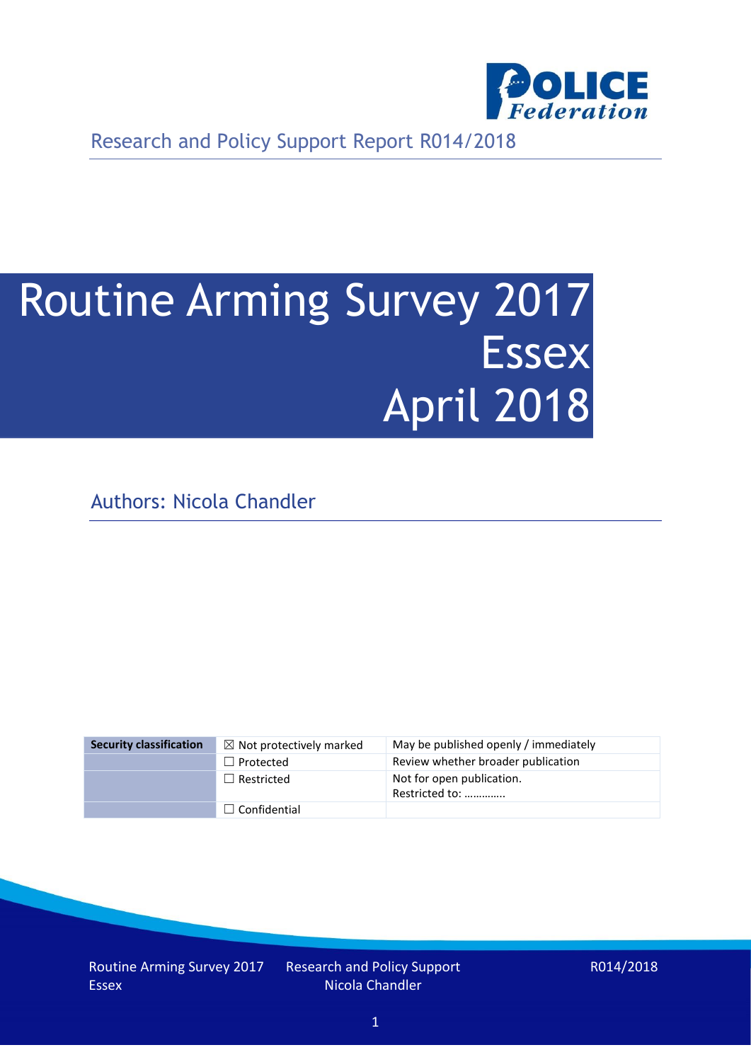Research and Policy Support Report R014/2018

# Routine Arming Survey 2017 Essex April 2018

Authors: Nicola Chandler

| Security classification | ☒ Not protectively marked | May be published openly / immediately |
|---|---|---|
| | ☐ Protected | Review whether broader publication |
| | ☐ Restricted | Not for open publication. Restricted to: ………….. |
| | ☐ Confidential | |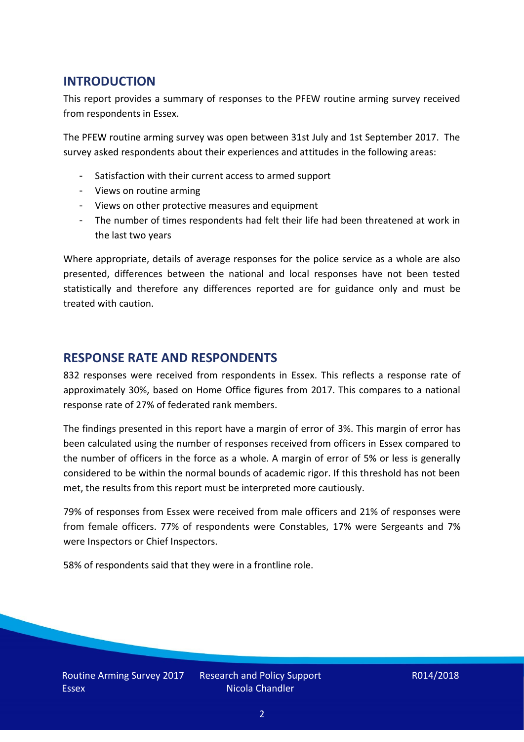## INTRODUCTION

This report provides a summary of responses to the PFEW routine arming survey received from respondents in Essex.

The PFEW routine arming survey was open between 31st July and 1st September 2017. The survey asked respondents about their experiences and attitudes in the following areas:

- Satisfaction with their current access to armed support
- Views on routine arming
- Views on other protective measures and equipment
- The number of times respondents had felt their life had been threatened at work in the last two years

Where appropriate, details of average responses for the police service as a whole are also presented, differences between the national and local responses have not been tested statistically and therefore any differences reported are for guidance only and must be treated with caution.

## RESPONSE RATE AND RESPONDENTS

832 responses were received from respondents in Essex. This reflects a response rate of approximately 30%, based on Home Office figures from 2017. This compares to a national response rate of 27% of federated rank members.

The findings presented in this report have a margin of error of 3%. This margin of error has been calculated using the number of responses received from officers in Essex compared to the number of officers in the force as a whole. A margin of error of 5% or less is generally considered to be within the normal bounds of academic rigor. If this threshold has not been met, the results from this report must be interpreted more cautiously.

79% of responses from Essex were received from male officers and 21% of responses were from female officers. 77% of respondents were Constables, 17% were Sergeants and 7% were Inspectors or Chief Inspectors.

58% of respondents said that they were in a frontline role.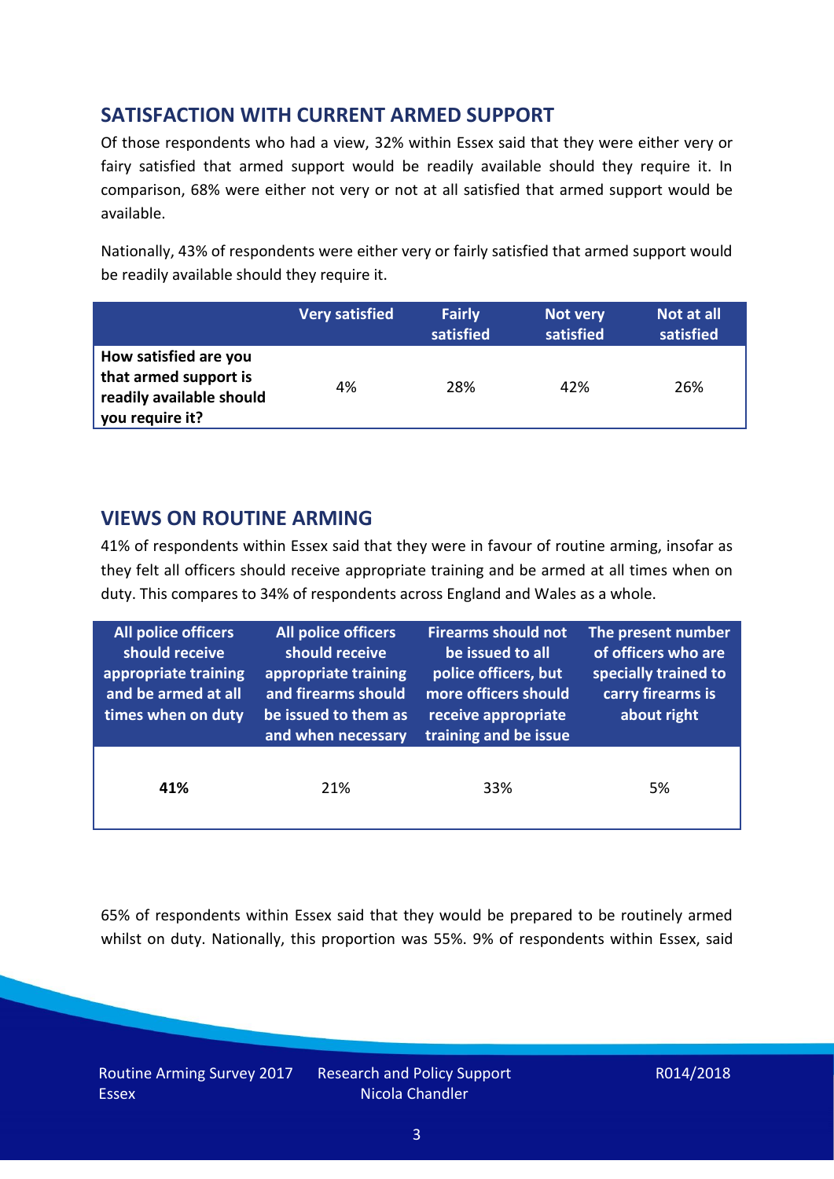## SATISFACTION WITH CURRENT ARMED SUPPORT

Of those respondents who had a view, 32% within Essex said that they were either very or fairy satisfied that armed support would be readily available should they require it. In comparison, 68% were either not very or not at all satisfied that armed support would be available.

Nationally, 43% of respondents were either very or fairly satisfied that armed support would be readily available should they require it.

| | Very satisfied | Fairly satisfied | Not very satisfied | Not at all satisfied |
|---|---|---|---|---|
| **How satisfied are you that armed support is readily available should you require it?** | 4% | 28% | 42% | 26% |

## VIEWS ON ROUTINE ARMING

41% of respondents within Essex said that they were in favour of routine arming, insofar as they felt all officers should receive appropriate training and be armed at all times when on duty. This compares to 34% of respondents across England and Wales as a whole.

| All police officers should receive appropriate training and be armed at all times when on duty | All police officers should receive appropriate training and firearms should be issued to them as and when necessary | Firearms should not be issued to all police officers, but more officers should receive appropriate training and be issue | The present number of officers who are specially trained to carry firearms is about right |
|---|---|---|---|
| **41%** | 21% | 33% | 5% |

65% of respondents within Essex said that they would be prepared to be routinely armed whilst on duty. Nationally, this proportion was 55%. 9% of respondents within Essex, said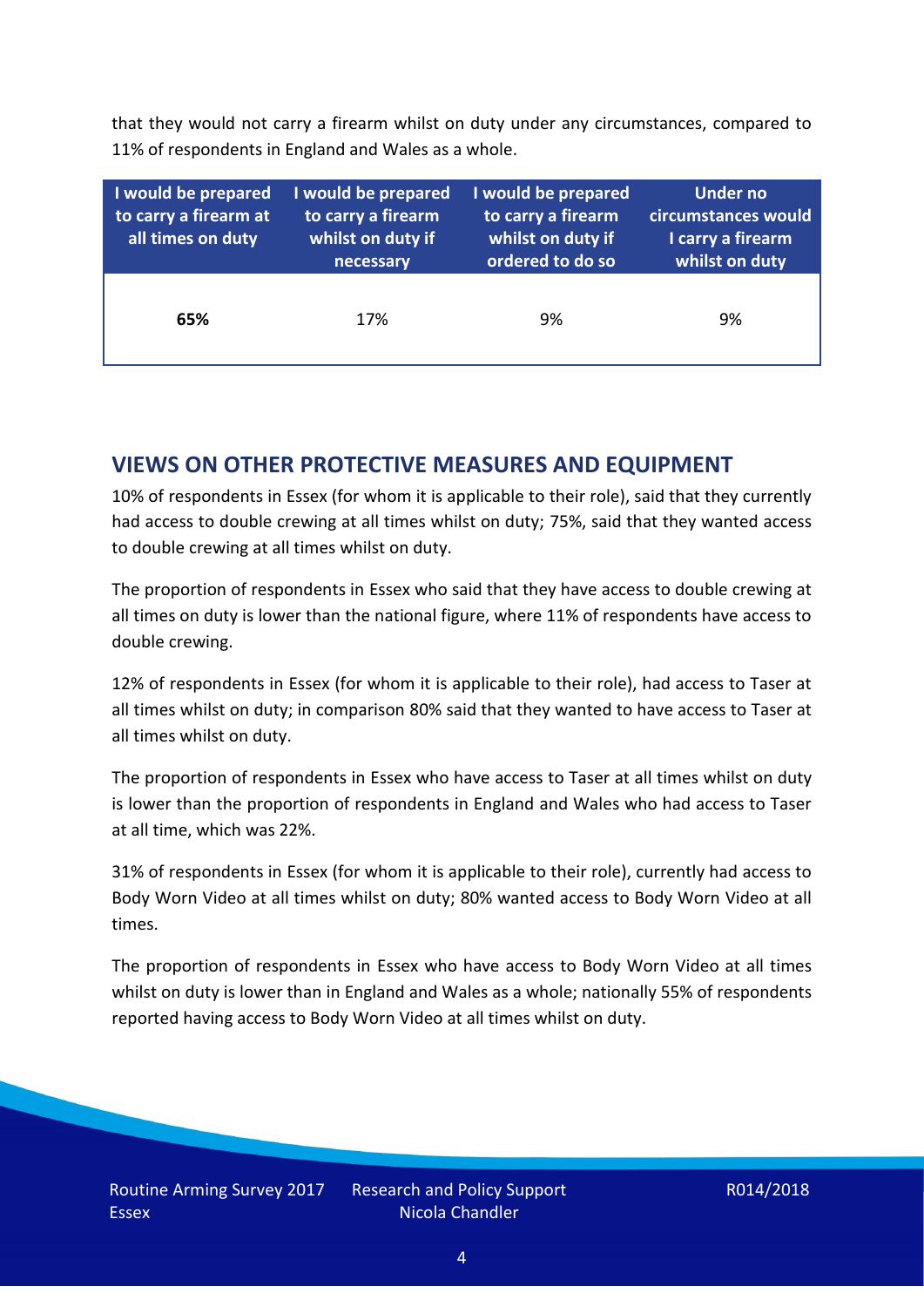that they would not carry a firearm whilst on duty under any circumstances, compared to 11% of respondents in England and Wales as a whole.

| I would be prepared to carry a firearm at all times on duty | I would be prepared to carry a firearm whilst on duty if necessary | I would be prepared to carry a firearm whilst on duty if ordered to do so | Under no circumstances would I carry a firearm whilst on duty |
|---|---|---|---|
| **65%** | 17% | 9% | 9% |

## VIEWS ON OTHER PROTECTIVE MEASURES AND EQUIPMENT

10% of respondents in Essex (for whom it is applicable to their role), said that they currently had access to double crewing at all times whilst on duty; 75%, said that they wanted access to double crewing at all times whilst on duty.

The proportion of respondents in Essex who said that they have access to double crewing at all times on duty is lower than the national figure, where 11% of respondents have access to double crewing.

12% of respondents in Essex (for whom it is applicable to their role), had access to Taser at all times whilst on duty; in comparison 80% said that they wanted to have access to Taser at all times whilst on duty.

The proportion of respondents in Essex who have access to Taser at all times whilst on duty is lower than the proportion of respondents in England and Wales who had access to Taser at all time, which was 22%.

31% of respondents in Essex (for whom it is applicable to their role), currently had access to Body Worn Video at all times whilst on duty; 80% wanted access to Body Worn Video at all times.

The proportion of respondents in Essex who have access to Body Worn Video at all times whilst on duty is lower than in England and Wales as a whole; nationally 55% of respondents reported having access to Body Worn Video at all times whilst on duty.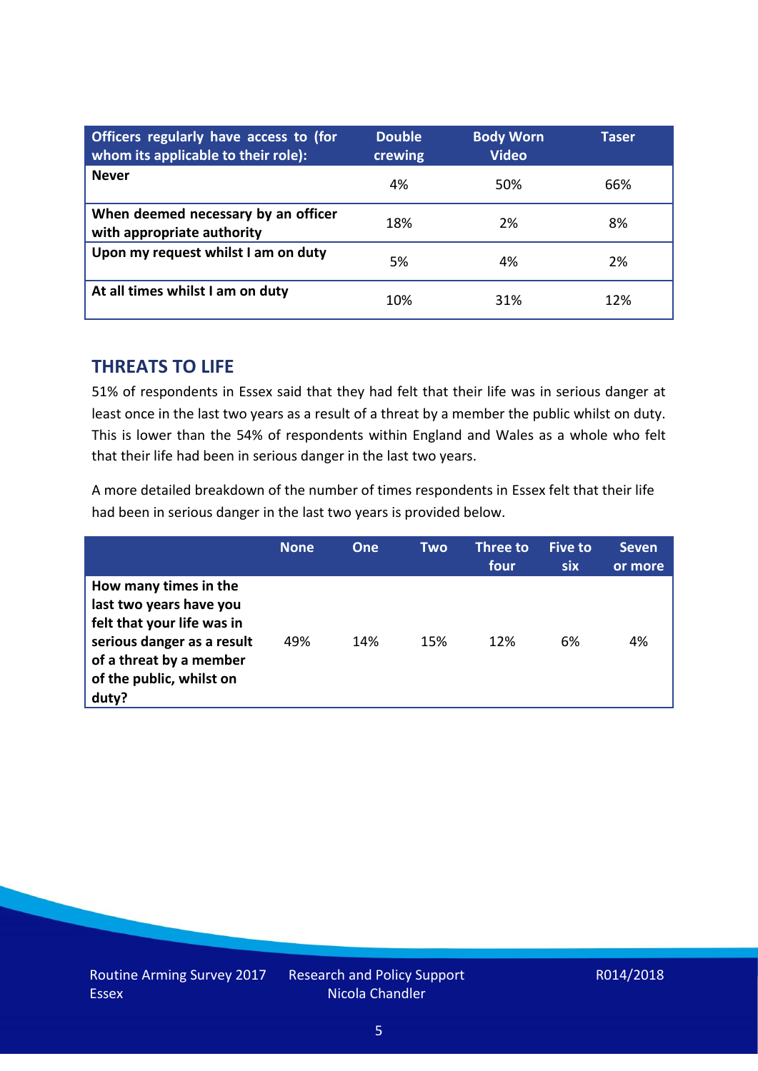| Officers regularly have access to (for whom its applicable to their role): | Double crewing | Body Worn Video | Taser |
|---|---|---|---|
| **Never** | 4% | 50% | 66% |
| **When deemed necessary by an officer with appropriate authority** | 18% | 2% | 8% |
| **Upon my request whilst I am on duty** | 5% | 4% | 2% |
| **At all times whilst I am on duty** | 10% | 31% | 12% |

## THREATS TO LIFE

51% of respondents in Essex said that they had felt that their life was in serious danger at least once in the last two years as a result of a threat by a member the public whilst on duty. This is lower than the 54% of respondents within England and Wales as a whole who felt that their life had been in serious danger in the last two years.

A more detailed breakdown of the number of times respondents in Essex felt that their life had been in serious danger in the last two years is provided below.

| | None | One | Two | Three to four | Five to six | Seven or more |
|---|---|---|---|---|---|---|
| **How many times in the last two years have you felt that your life was in serious danger as a result of a threat by a member of the public, whilst on duty?** | 49% | 14% | 15% | 12% | 6% | 4% |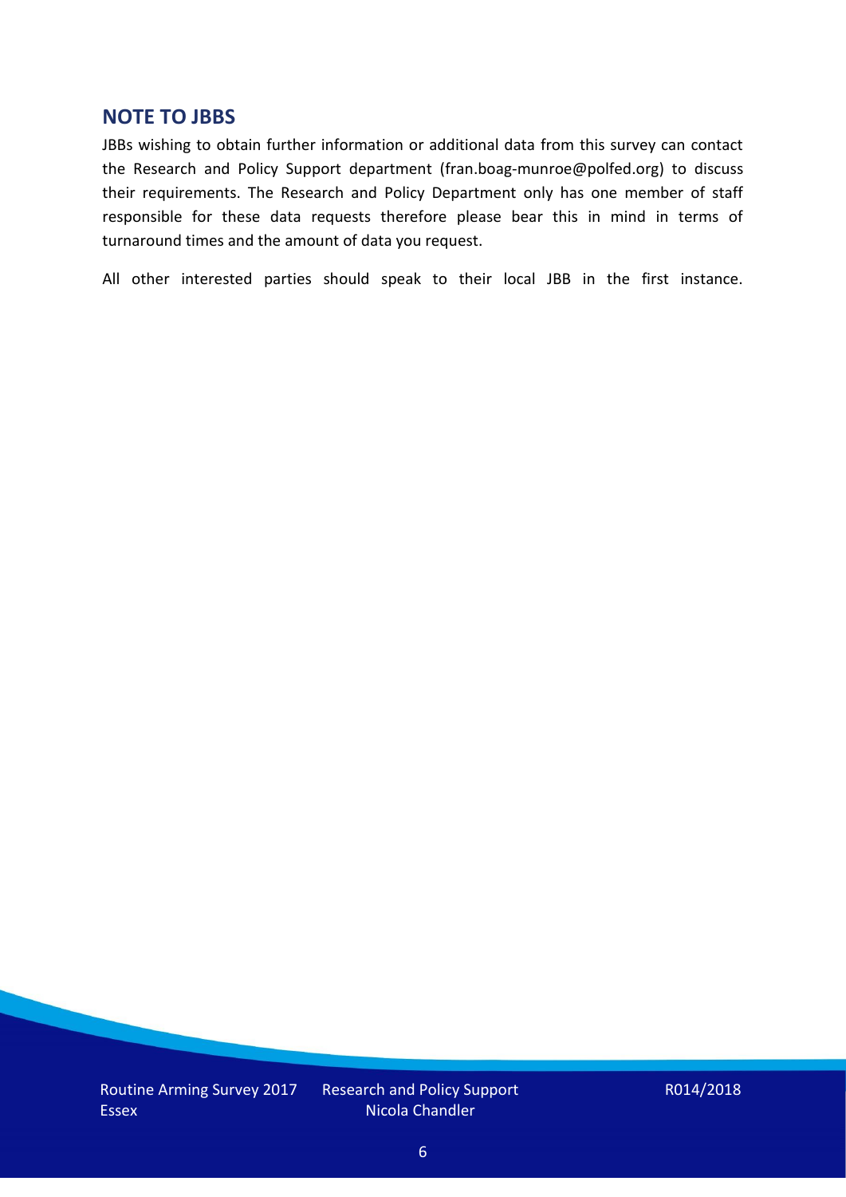## NOTE TO JBBS

JBBs wishing to obtain further information or additional data from this survey can contact the Research and Policy Support department (fran.boag-munroe@polfed.org) to discuss their requirements. The Research and Policy Department only has one member of staff responsible for these data requests therefore please bear this in mind in terms of turnaround times and the amount of data you request.

All other interested parties should speak to their local JBB in the first instance.